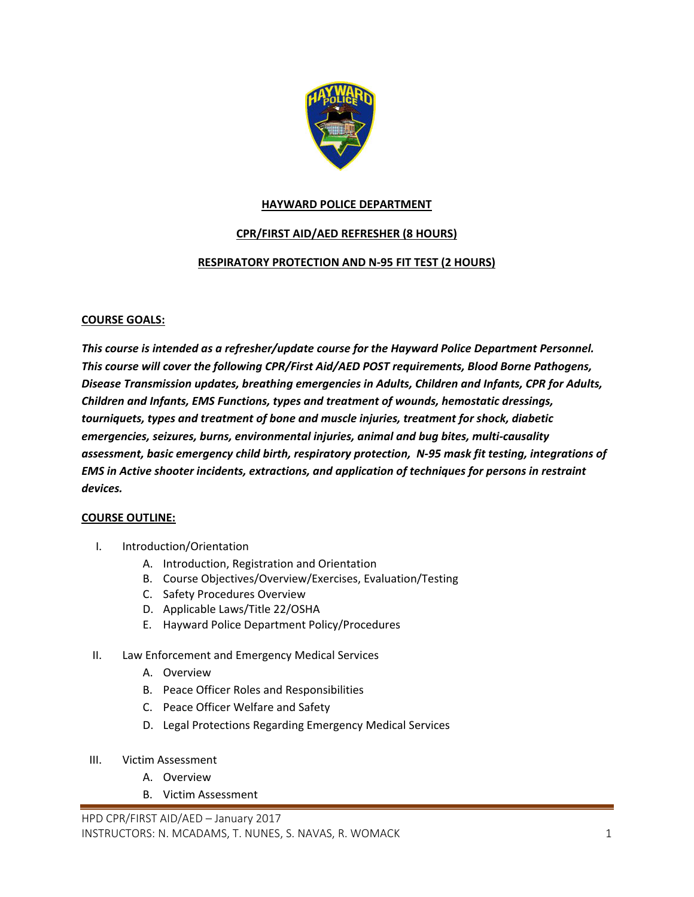**HAYWARD POLICE DEPARTMENT**

**CPR/FIRST AID/AED REFRESHER (8 HOURS)**

**RESPIRATORY PROTECTION AND N-95 FIT TEST (2 HOURS)**

**COURSE GOALS:**

***This course is intended as a refresher/update course for the Hayward Police Department Personnel. This course will cover the following CPR/First Aid/AED POST requirements, Blood Borne Pathogens, Disease Transmission updates, breathing emergencies in Adults, Children and Infants, CPR for Adults, Children and Infants, EMS Functions, types and treatment of wounds, hemostatic dressings, tourniquets, types and treatment of bone and muscle injuries, treatment for shock, diabetic emergencies, seizures, burns, environmental injuries, animal and bug bites, multi-causality assessment, basic emergency child birth, respiratory protection, N-95 mask fit testing, integrations of EMS in Active shooter incidents, extractions, and application of techniques for persons in restraint devices.***

**COURSE OUTLINE:**

I. Introduction/Orientation
   - A. Introduction, Registration and Orientation
   - B. Course Objectives/Overview/Exercises, Evaluation/Testing
   - C. Safety Procedures Overview
   - D. Applicable Laws/Title 22/OSHA
   - E. Hayward Police Department Policy/Procedures

II. Law Enforcement and Emergency Medical Services
   - A. Overview
   - B. Peace Officer Roles and Responsibilities
   - C. Peace Officer Welfare and Safety
   - D. Legal Protections Regarding Emergency Medical Services

III. Victim Assessment
   - A. Overview
   - B. Victim Assessment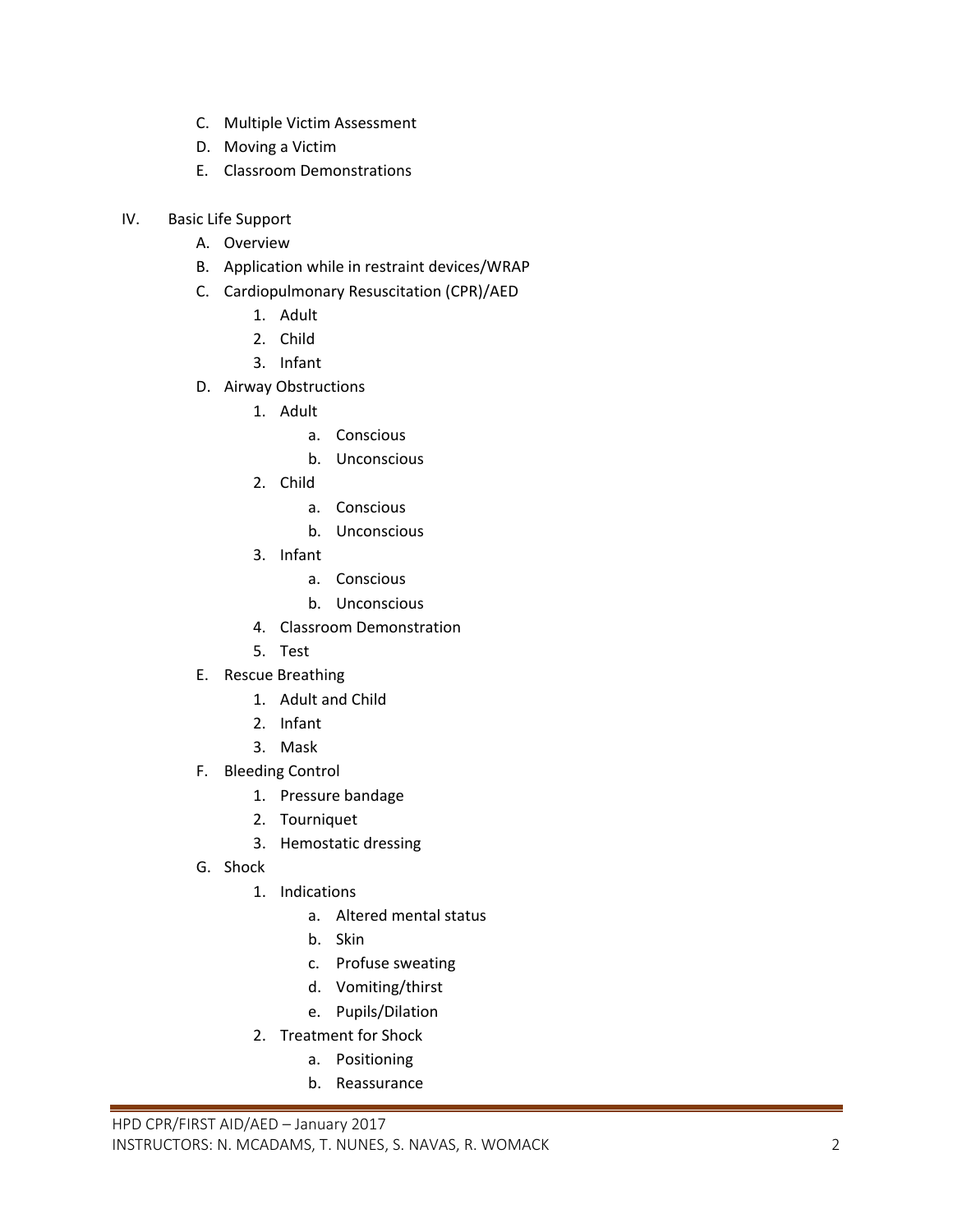C. Multiple Victim Assessment
D. Moving a Victim
E. Classroom Demonstrations

IV. Basic Life Support
   A. Overview
   B. Application while in restraint devices/WRAP
   C. Cardiopulmonary Resuscitation (CPR)/AED
      1. Adult
      2. Child
      3. Infant
   D. Airway Obstructions
      1. Adult
         a. Conscious
         b. Unconscious
      2. Child
         a. Conscious
         b. Unconscious
      3. Infant
         a. Conscious
         b. Unconscious
      4. Classroom Demonstration
      5. Test
   E. Rescue Breathing
      1. Adult and Child
      2. Infant
      3. Mask
   F. Bleeding Control
      1. Pressure bandage
      2. Tourniquet
      3. Hemostatic dressing
   G. Shock
      1. Indications
         a. Altered mental status
         b. Skin
         c. Profuse sweating
         d. Vomiting/thirst
         e. Pupils/Dilation
      2. Treatment for Shock
         a. Positioning
         b. Reassurance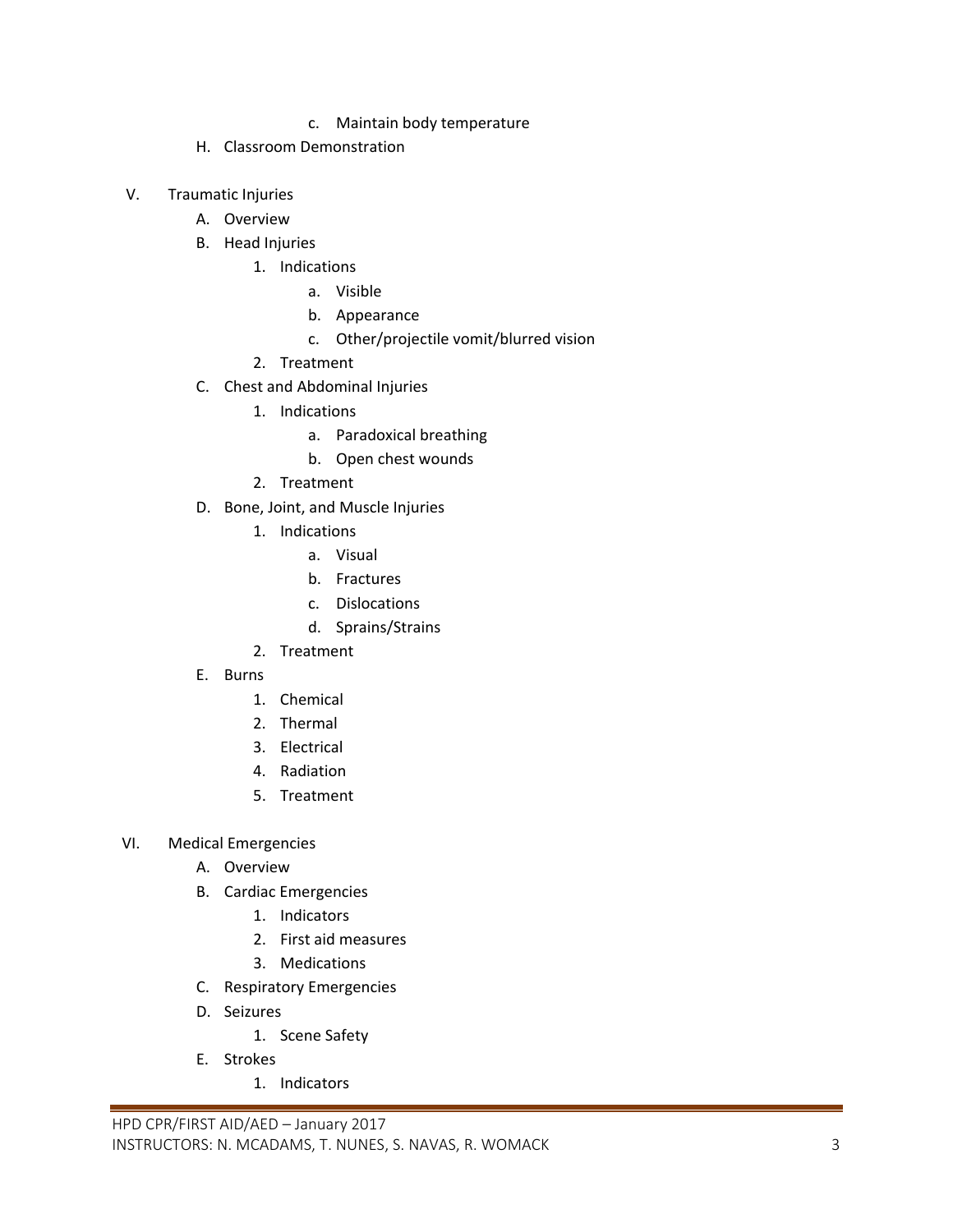c. Maintain body temperature

    H. Classroom Demonstration

V. Traumatic Injuries

    A. Overview
    B. Head Injuries
        1. Indications
            a. Visible
            b. Appearance
            c. Other/projectile vomit/blurred vision
        2. Treatment
    C. Chest and Abdominal Injuries
        1. Indications
            a. Paradoxical breathing
            b. Open chest wounds
        2. Treatment
    D. Bone, Joint, and Muscle Injuries
        1. Indications
            a. Visual
            b. Fractures
            c. Dislocations
            d. Sprains/Strains
        2. Treatment
    E. Burns
        1. Chemical
        2. Thermal
        3. Electrical
        4. Radiation
        5. Treatment

VI. Medical Emergencies

    A. Overview
    B. Cardiac Emergencies
        1. Indicators
        2. First aid measures
        3. Medications
    C. Respiratory Emergencies
    D. Seizures
        1. Scene Safety
    E. Strokes
        1. Indicators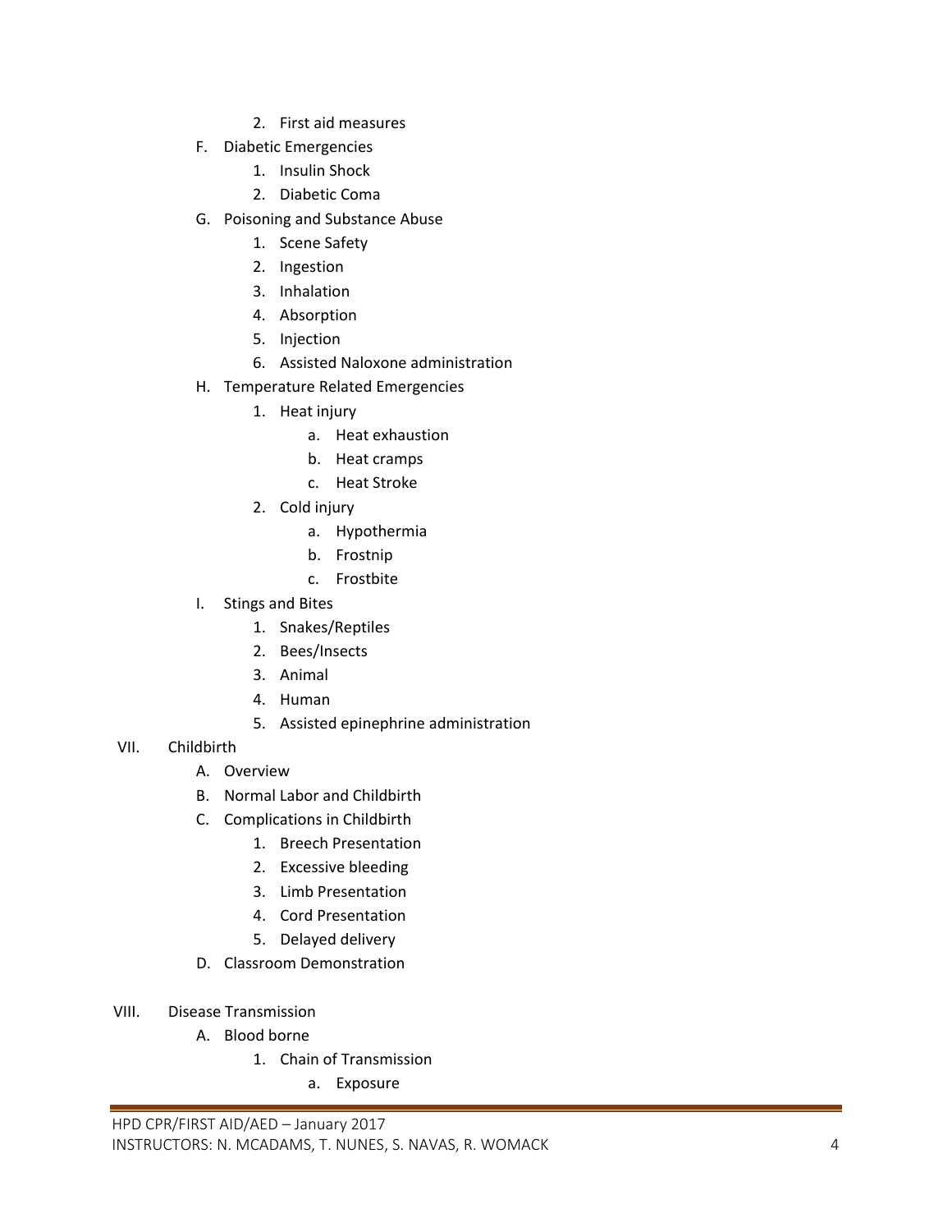2. First aid measures

F. Diabetic Emergencies
   1. Insulin Shock
   2. Diabetic Coma

G. Poisoning and Substance Abuse
   1. Scene Safety
   2. Ingestion
   3. Inhalation
   4. Absorption
   5. Injection
   6. Assisted Naloxone administration

H. Temperature Related Emergencies
   1. Heat injury
      a. Heat exhaustion
      b. Heat cramps
      c. Heat Stroke
   2. Cold injury
      a. Hypothermia
      b. Frostnip
      c. Frostbite

I. Stings and Bites
   1. Snakes/Reptiles
   2. Bees/Insects
   3. Animal
   4. Human
   5. Assisted epinephrine administration

VII. Childbirth

A. Overview

B. Normal Labor and Childbirth

C. Complications in Childbirth
   1. Breech Presentation
   2. Excessive bleeding
   3. Limb Presentation
   4. Cord Presentation
   5. Delayed delivery

D. Classroom Demonstration

VIII. Disease Transmission

A. Blood borne
   1. Chain of Transmission
      a. Exposure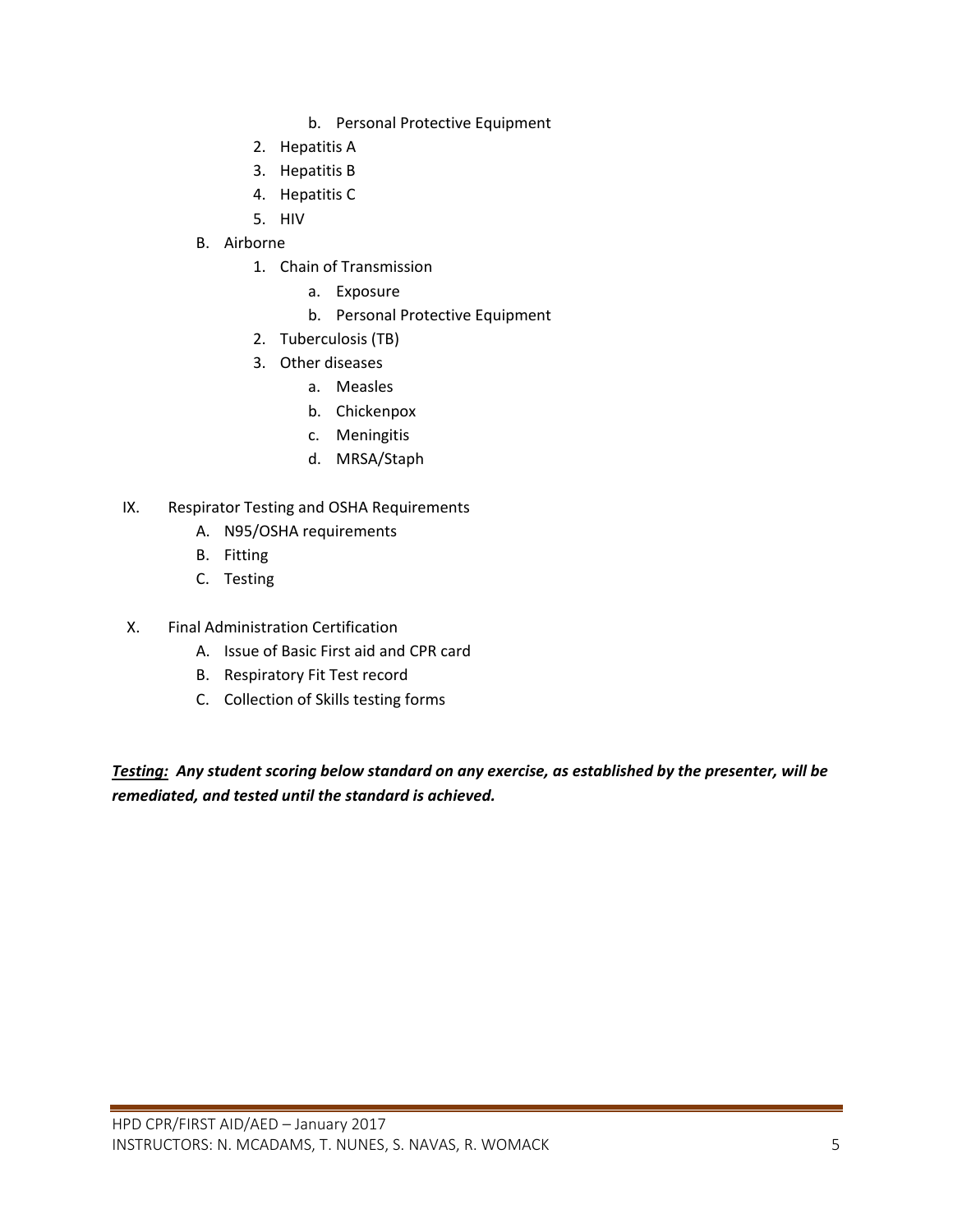b. Personal Protective Equipment
        2. Hepatitis A
        3. Hepatitis B
        4. Hepatitis C
        5. HIV
    B. Airborne
        1. Chain of Transmission
            a. Exposure
            b. Personal Protective Equipment
        2. Tuberculosis (TB)
        3. Other diseases
            a. Measles
            b. Chickenpox
            c. Meningitis
            d. MRSA/Staph

IX. Respirator Testing and OSHA Requirements
    A. N95/OSHA requirements
    B. Fitting
    C. Testing

X. Final Administration Certification
    A. Issue of Basic First aid and CPR card
    B. Respiratory Fit Test record
    C. Collection of Skills testing forms

***<u>Testing:</u> Any student scoring below standard on any exercise, as established by the presenter, will be remediated, and tested until the standard is achieved.***